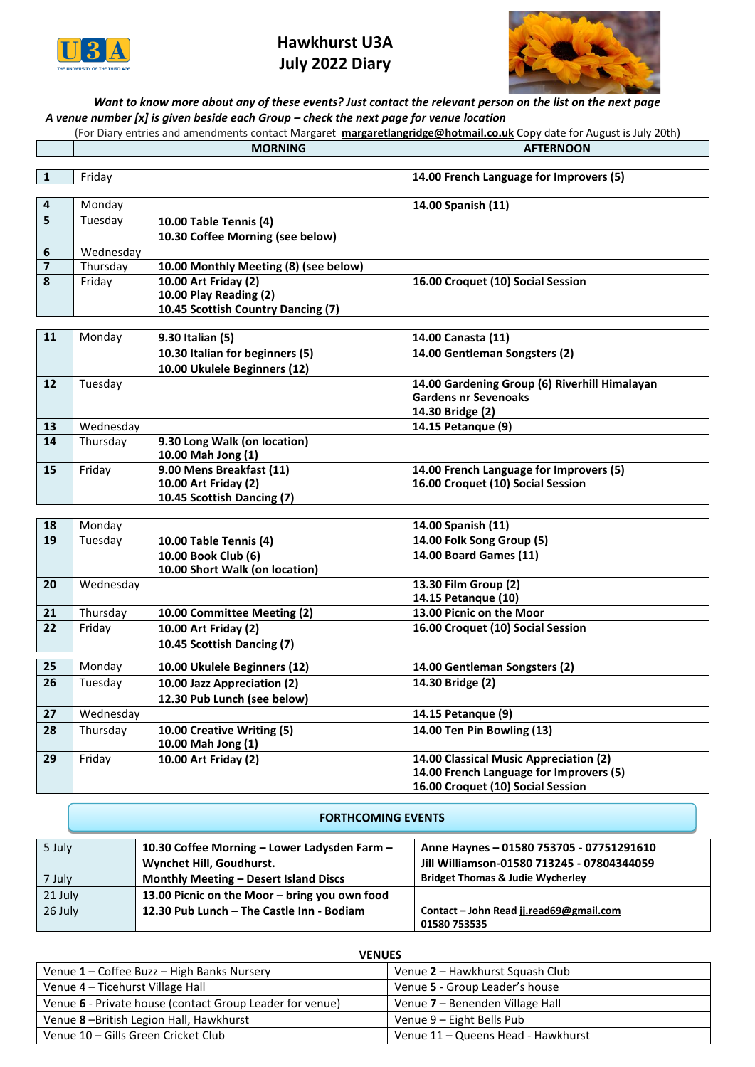# Hawkhurst U3A
## July 2022 Diary

***Want to know more about any of these events? Just contact the relevant person on the list on the next page***
***A venue number [x] is given beside each Group – check the next page for venue location***

(For Diary entries and amendments contact Margaret **margaretlangridge@hotmail.co.uk** Copy date for August is July 20th)

| | | MORNING | AFTERNOON |
|---|---|---|---|
| **1** | Friday | | **14.00 French Language for Improvers (5)** |
| **4** | Monday | | **14.00 Spanish (11)** |
| **5** | Tuesday | **10.00 Table Tennis (4)**<br>**10.30 Coffee Morning (see below)** | |
| **6** | Wednesday | | |
| **7** | Thursday | **10.00 Monthly Meeting (8) (see below)** | |
| **8** | Friday | **10.00 Art Friday (2)**<br>**10.00 Play Reading (2)**<br>**10.45 Scottish Country Dancing (7)** | **16.00 Croquet (10) Social Session** |
| **11** | Monday | **9.30 Italian (5)**<br>**10.30 Italian for beginners (5)**<br>**10.00 Ukulele Beginners (12)** | **14.00 Canasta (11)**<br>**14.00 Gentleman Songsters (2)** |
| **12** | Tuesday | | **14.00 Gardening Group (6) Riverhill Himalayan Gardens nr Sevenoaks**<br>**14.30 Bridge (2)** |
| **13** | Wednesday | | **14.15 Petanque (9)** |
| **14** | Thursday | **9.30 Long Walk (on location)**<br>**10.00 Mah Jong (1)** | |
| **15** | Friday | **9.00 Mens Breakfast (11)**<br>**10.00 Art Friday (2)**<br>**10.45 Scottish Dancing (7)** | **14.00 French Language for Improvers (5)**<br>**16.00 Croquet (10) Social Session** |
| **18** | Monday | | **14.00 Spanish (11)** |
| **19** | Tuesday | **10.00 Table Tennis (4)**<br>**10.00 Book Club (6)**<br>**10.00 Short Walk (on location)** | **14.00 Folk Song Group (5)**<br>**14.00 Board Games (11)** |
| **20** | Wednesday | | **13.30 Film Group (2)**<br>**14.15 Petanque (10)** |
| **21** | Thursday | **10.00 Committee Meeting (2)** | **13.00 Picnic on the Moor** |
| **22** | Friday | **10.00 Art Friday (2)**<br>**10.45 Scottish Dancing (7)** | **16.00 Croquet (10) Social Session** |
| **25** | Monday | **10.00 Ukulele Beginners (12)** | **14.00 Gentleman Songsters (2)** |
| **26** | Tuesday | **10.00 Jazz Appreciation (2)**<br>**12.30 Pub Lunch (see below)** | **14.30 Bridge (2)** |
| **27** | Wednesday | | **14.15 Petanque (9)** |
| **28** | Thursday | **10.00 Creative Writing (5)**<br>**10.00 Mah Jong (1)** | **14.00 Ten Pin Bowling (13)** |
| **29** | Friday | **10.00 Art Friday (2)** | **14.00 Classical Music Appreciation (2)**<br>**14.00 French Language for Improvers (5)**<br>**16.00 Croquet (10) Social Session** |

## FORTHCOMING EVENTS

| | | |
|---|---|---|
| 5 July | **10.30 Coffee Morning – Lower Ladysden Farm – Wynchet Hill, Goudhurst.** | **Anne Haynes – 01580 753705 - 07751291610**<br>**Jill Williamson-01580 713245 - 07804344059** |
| 7 July | **Monthly Meeting – Desert Island Discs** | **Bridget Thomas & Judie Wycherley** |
| 21 July | **13.00 Picnic on the Moor – bring you own food** | |
| 26 July | **12.30 Pub Lunch – The Castle Inn - Bodiam** | **Contact – John Read jj.read69@gmail.com 01580 753535** |

## VENUES

| | |
|---|---|
| Venue **1** – Coffee Buzz – High Banks Nursery | Venue **2** – Hawkhurst Squash Club |
| Venue 4 – Ticehurst Village Hall | Venue **5** - Group Leader's house |
| Venue **6** - Private house (contact Group Leader for venue) | Venue **7** – Benenden Village Hall |
| Venue **8** –British Legion Hall, Hawkhurst | Venue 9 – Eight Bells Pub |
| Venue 10 – Gills Green Cricket Club | Venue 11 – Queens Head - Hawkhurst |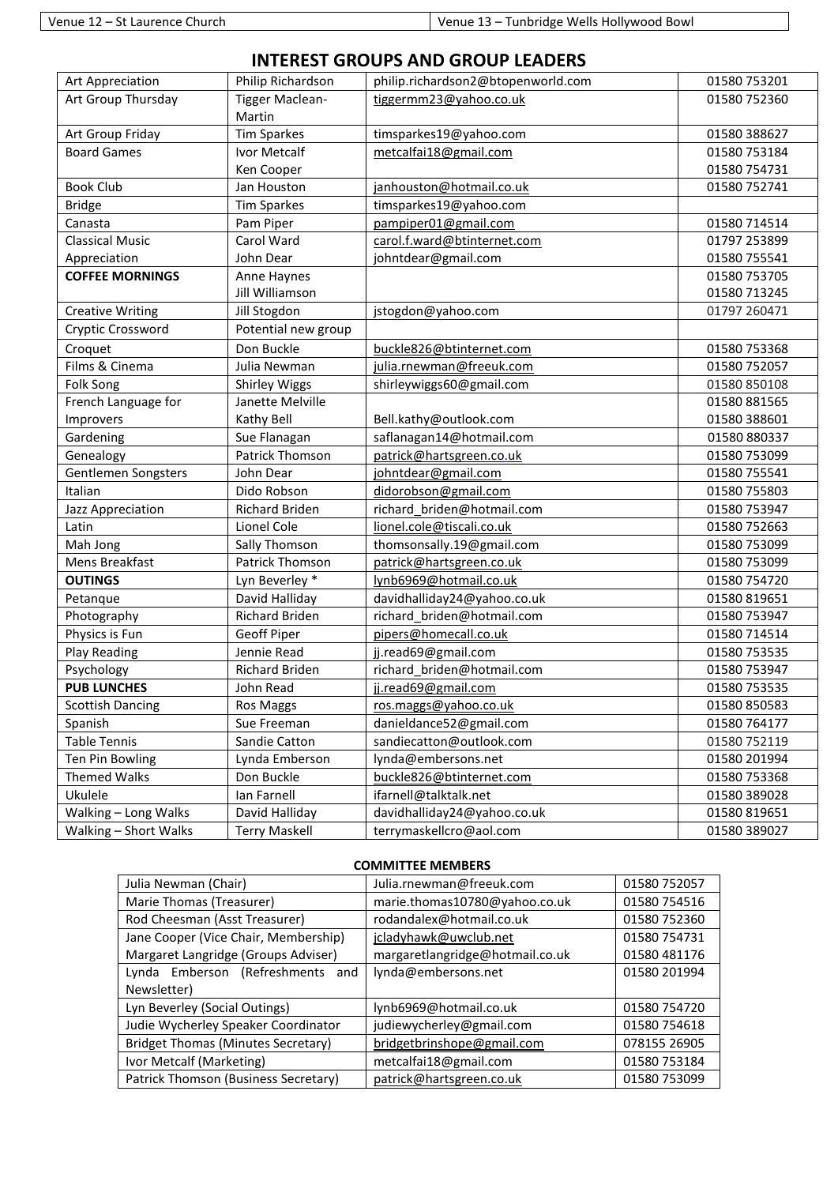| Venue 12 – St Laurence Church | Venue 13 – Tunbridge Wells Hollywood Bowl |
|---|---|

## INTEREST GROUPS AND GROUP LEADERS

| | | | |
|---|---|---|---|
| Art Appreciation | Philip Richardson | philip.richardson2@btopenworld.com | 01580 753201 |
| Art Group Thursday | Tigger Maclean-Martin | tiggermm23@yahoo.co.uk | 01580 752360 |
| Art Group Friday | Tim Sparkes | timsparkes19@yahoo.com | 01580 388627 |
| Board Games | Ivor Metcalf<br>Ken Cooper | metcalfai18@gmail.com | 01580 753184<br>01580 754731 |
| Book Club | Jan Houston | janhouston@hotmail.co.uk | 01580 752741 |
| Bridge | Tim Sparkes | timsparkes19@yahoo.com | |
| Canasta | Pam Piper | pampiper01@gmail.com | 01580 714514 |
| Classical Music Appreciation | Carol Ward<br>John Dear | carol.f.ward@btinternet.com<br>johntdear@gmail.com | 01797 253899<br>01580 755541 |
| **COFFEE MORNINGS** | Anne Haynes<br>Jill Williamson | | 01580 753705<br>01580 713245 |
| Creative Writing | Jill Stogdon | jstogdon@yahoo.com | 01797 260471 |
| Cryptic Crossword | Potential new group | | |
| Croquet | Don Buckle | buckle826@btinternet.com | 01580 753368 |
| Films & Cinema | Julia Newman | julia.rnewman@freeuk.com | 01580 752057 |
| Folk Song | Shirley Wiggs | shirleywiggs60@gmail.com | 01580 850108 |
| French Language for Improvers | Janette Melville<br>Kathy Bell | Bell.kathy@outlook.com | 01580 881565<br>01580 388601 |
| Gardening | Sue Flanagan | saflanagan14@hotmail.com | 01580 880337 |
| Genealogy | Patrick Thomson | patrick@hartsgreen.co.uk | 01580 753099 |
| Gentlemen Songsters | John Dear | johntdear@gmail.com | 01580 755541 |
| Italian | Dido Robson | didorobson@gmail.com | 01580 755803 |
| Jazz Appreciation | Richard Briden | richard_briden@hotmail.com | 01580 753947 |
| Latin | Lionel Cole | lionel.cole@tiscali.co.uk | 01580 752663 |
| Mah Jong | Sally Thomson | thomsonsally.19@gmail.com | 01580 753099 |
| Mens Breakfast | Patrick Thomson | patrick@hartsgreen.co.uk | 01580 753099 |
| **OUTINGS** | Lyn Beverley * | lynb6969@hotmail.co.uk | 01580 754720 |
| Petanque | David Halliday | davidhalliday24@yahoo.co.uk | 01580 819651 |
| Photography | Richard Briden | richard_briden@hotmail.com | 01580 753947 |
| Physics is Fun | Geoff Piper | pipers@homecall.co.uk | 01580 714514 |
| Play Reading | Jennie Read | jj.read69@gmail.com | 01580 753535 |
| Psychology | Richard Briden | richard_briden@hotmail.com | 01580 753947 |
| **PUB LUNCHES** | John Read | jj.read69@gmail.com | 01580 753535 |
| Scottish Dancing | Ros Maggs | ros.maggs@yahoo.co.uk | 01580 850583 |
| Spanish | Sue Freeman | danieldance52@gmail.com | 01580 764177 |
| Table Tennis | Sandie Catton | sandiecatton@outlook.com | 01580 752119 |
| Ten Pin Bowling | Lynda Emberson | lynda@embersons.net | 01580 201994 |
| Themed Walks | Don Buckle | buckle826@btinternet.com | 01580 753368 |
| Ukulele | Ian Farnell | ifarnell@talktalk.net | 01580 389028 |
| Walking – Long Walks | David Halliday | davidhalliday24@yahoo.co.uk | 01580 819651 |
| Walking – Short Walks | Terry Maskell | terrymaskellcro@aol.com | 01580 389027 |

### COMMITTEE MEMBERS

| | | |
|---|---|---|
| Julia Newman (Chair) | Julia.rnewman@freeuk.com | 01580 752057 |
| Marie Thomas (Treasurer) | marie.thomas10780@yahoo.co.uk | 01580 754516 |
| Rod Cheesman (Asst Treasurer) | rodandalex@hotmail.co.uk | 01580 752360 |
| Jane Cooper (Vice Chair, Membership) | jcladyhawk@uwclub.net | 01580 754731 |
| Margaret Langridge (Groups Adviser) | margaretlangridge@hotmail.co.uk | 01580 481176 |
| Lynda Emberson (Refreshments and Newsletter) | lynda@embersons.net | 01580 201994 |
| Lyn Beverley (Social Outings) | lynb6969@hotmail.co.uk | 01580 754720 |
| Judie Wycherley Speaker Coordinator | judiewycherley@gmail.com | 01580 754618 |
| Bridget Thomas (Minutes Secretary) | bridgetbrinshope@gmail.com | 078155 26905 |
| Ivor Metcalf (Marketing) | metcalfai18@gmail.com | 01580 753184 |
| Patrick Thomson (Business Secretary) | patrick@hartsgreen.co.uk | 01580 753099 |